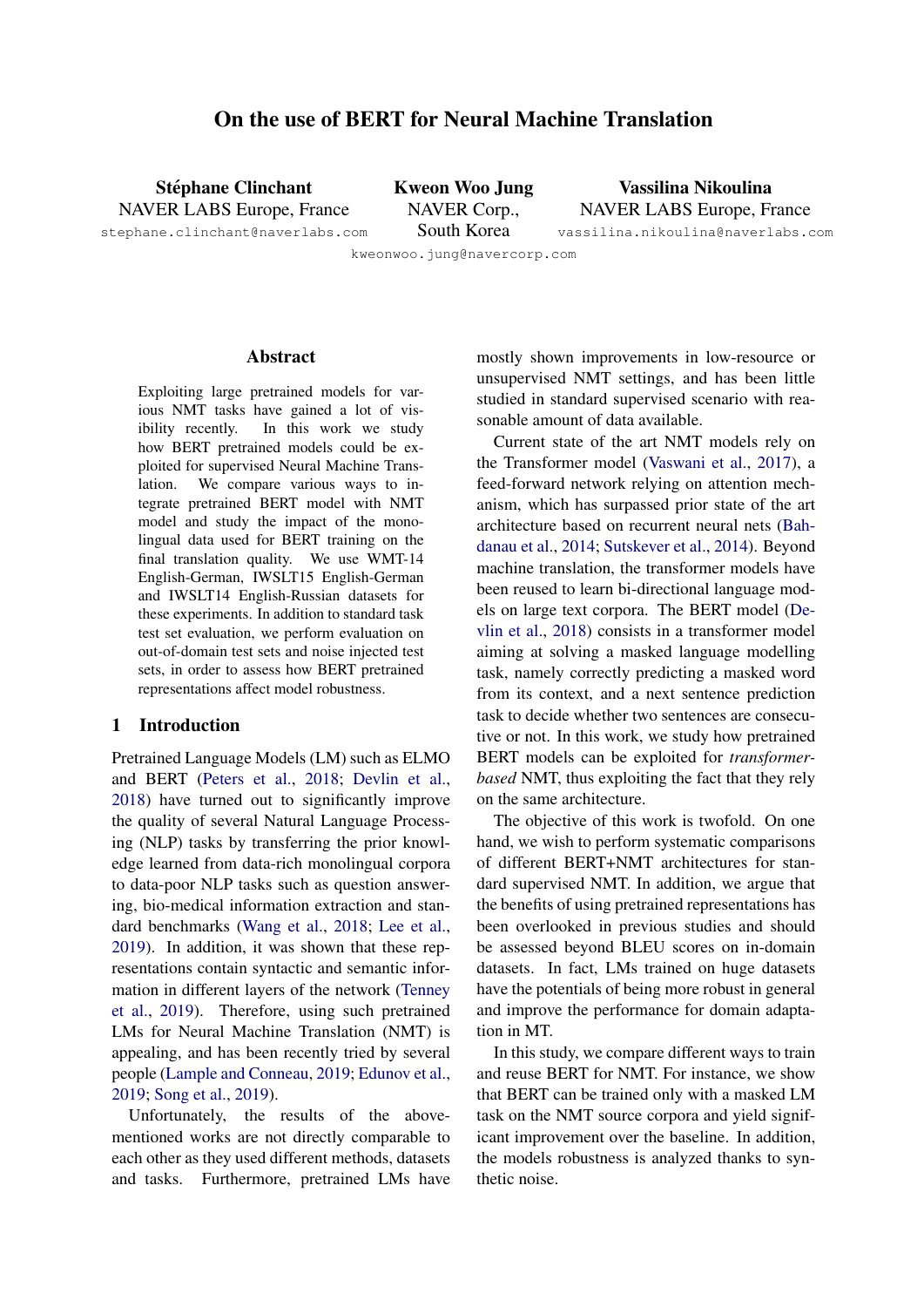# On the use of BERT for Neural Machine Translation

**Stéphane Clinchant**
NAVER LABS Europe, France
stephane.clinchant@naverlabs.com

**Kweon Woo Jung**
NAVER Corp.,
South Korea
kweonwoo.jung@navercorp.com

**Vassilina Nikoulina**
NAVER LABS Europe, France
vassilina.nikoulina@naverlabs.com

## Abstract

Exploiting large pretrained models for various NMT tasks have gained a lot of visibility recently. In this work we study how BERT pretrained models could be exploited for supervised Neural Machine Translation. We compare various ways to integrate pretrained BERT model with NMT model and study the impact of the monolingual data used for BERT training on the final translation quality. We use WMT-14 English-German, IWSLT15 English-German and IWSLT14 English-Russian datasets for these experiments. In addition to standard task test set evaluation, we perform evaluation on out-of-domain test sets and noise injected test sets, in order to assess how BERT pretrained representations affect model robustness.

## 1 Introduction

Pretrained Language Models (LM) such as ELMO and BERT (Peters et al., 2018; Devlin et al., 2018) have turned out to significantly improve the quality of several Natural Language Processing (NLP) tasks by transferring the prior knowledge learned from data-rich monolingual corpora to data-poor NLP tasks such as question answering, bio-medical information extraction and standard benchmarks (Wang et al., 2018; Lee et al., 2019). In addition, it was shown that these representations contain syntactic and semantic information in different layers of the network (Tenney et al., 2019). Therefore, using such pretrained LMs for Neural Machine Translation (NMT) is appealing, and has been recently tried by several people (Lample and Conneau, 2019; Edunov et al., 2019; Song et al., 2019).

Unfortunately, the results of the above-mentioned works are not directly comparable to each other as they used different methods, datasets and tasks. Furthermore, pretrained LMs have mostly shown improvements in low-resource or unsupervised NMT settings, and has been little studied in standard supervised scenario with reasonable amount of data available.

Current state of the art NMT models rely on the Transformer model (Vaswani et al., 2017), a feed-forward network relying on attention mechanism, which has surpassed prior state of the art architecture based on recurrent neural nets (Bahdanau et al., 2014; Sutskever et al., 2014). Beyond machine translation, the transformer models have been reused to learn bi-directional language models on large text corpora. The BERT model (Devlin et al., 2018) consists in a transformer model aiming at solving a masked language modelling task, namely correctly predicting a masked word from its context, and a next sentence prediction task to decide whether two sentences are consecutive or not. In this work, we study how pretrained BERT models can be exploited for *transformer-based* NMT, thus exploiting the fact that they rely on the same architecture.

The objective of this work is twofold. On one hand, we wish to perform systematic comparisons of different BERT+NMT architectures for standard supervised NMT. In addition, we argue that the benefits of using pretrained representations has been overlooked in previous studies and should be assessed beyond BLEU scores on in-domain datasets. In fact, LMs trained on huge datasets have the potentials of being more robust in general and improve the performance for domain adaptation in MT.

In this study, we compare different ways to train and reuse BERT for NMT. For instance, we show that BERT can be trained only with a masked LM task on the NMT source corpora and yield significant improvement over the baseline. In addition, the models robustness is analyzed thanks to synthetic noise.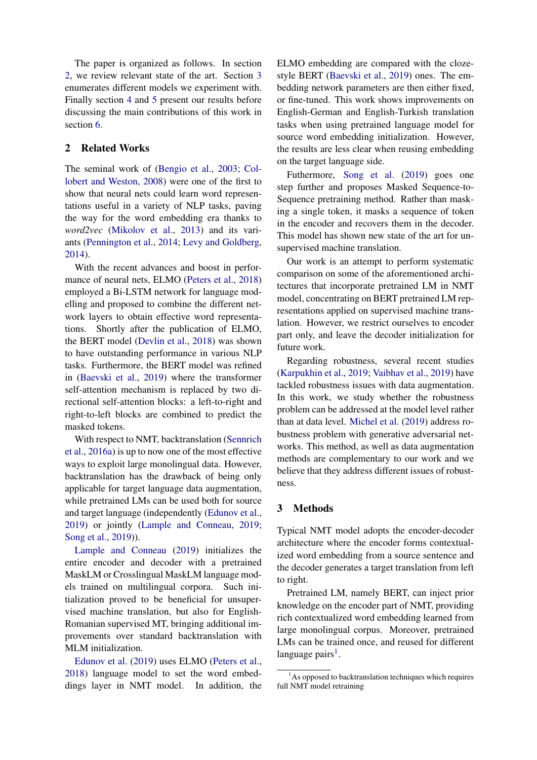The paper is organized as follows. In section 2, we review relevant state of the art. Section 3 enumerates different models we experiment with. Finally section 4 and 5 present our results before discussing the main contributions of this work in section 6.

## 2 Related Works

The seminal work of (Bengio et al., 2003; Collobert and Weston, 2008) were one of the first to show that neural nets could learn word representations useful in a variety of NLP tasks, paving the way for the word embedding era thanks to *word2vec* (Mikolov et al., 2013) and its variants (Pennington et al., 2014; Levy and Goldberg, 2014).

With the recent advances and boost in performance of neural nets, ELMO (Peters et al., 2018) employed a Bi-LSTM network for language modelling and proposed to combine the different network layers to obtain effective word representations. Shortly after the publication of ELMO, the BERT model (Devlin et al., 2018) was shown to have outstanding performance in various NLP tasks. Furthermore, the BERT model was refined in (Baevski et al., 2019) where the transformer self-attention mechanism is replaced by two directional self-attention blocks: a left-to-right and right-to-left blocks are combined to predict the masked tokens.

With respect to NMT, backtranslation (Sennrich et al., 2016a) is up to now one of the most effective ways to exploit large monolingual data. However, backtranslation has the drawback of being only applicable for target language data augmentation, while pretrained LMs can be used both for source and target language (independently (Edunov et al., 2019) or jointly (Lample and Conneau, 2019; Song et al., 2019)).

Lample and Conneau (2019) initializes the entire encoder and decoder with a pretrained MaskLM or Crosslingual MaskLM language models trained on multilingual corpora. Such initialization proved to be beneficial for unsupervised machine translation, but also for English-Romanian supervised MT, bringing additional improvements over standard backtranslation with MLM initialization.

Edunov et al. (2019) uses ELMO (Peters et al., 2018) language model to set the word embeddings layer in NMT model. In addition, the ELMO embedding are compared with the cloze-style BERT (Baevski et al., 2019) ones. The embedding network parameters are then either fixed, or fine-tuned. This work shows improvements on English-German and English-Turkish translation tasks when using pretrained language model for source word embedding initialization. However, the results are less clear when reusing embedding on the target language side.

Futhermore, Song et al. (2019) goes one step further and proposes Masked Sequence-to-Sequence pretraining method. Rather than masking a single token, it masks a sequence of token in the encoder and recovers them in the decoder. This model has shown new state of the art for unsupervised machine translation.

Our work is an attempt to perform systematic comparison on some of the aforementioned architectures that incorporate pretrained LM in NMT model, concentrating on BERT pretrained LM representations applied on supervised machine translation. However, we restrict ourselves to encoder part only, and leave the decoder initialization for future work.

Regarding robustness, several recent studies (Karpukhin et al., 2019; Vaibhav et al., 2019) have tackled robustness issues with data augmentation. In this work, we study whether the robustness problem can be addressed at the model level rather than at data level. Michel et al. (2019) address robustness problem with generative adversarial networks. This method, as well as data augmentation methods are complementary to our work and we believe that they address different issues of robustness.

## 3 Methods

Typical NMT model adopts the encoder-decoder architecture where the encoder forms contextualized word embedding from a source sentence and the decoder generates a target translation from left to right.

Pretrained LM, namely BERT, can inject prior knowledge on the encoder part of NMT, providing rich contextualized word embedding learned from large monolingual corpus. Moreover, pretrained LMs can be trained once, and reused for different language pairs[1].

[1] As opposed to backtranslation techniques which requires full NMT model retraining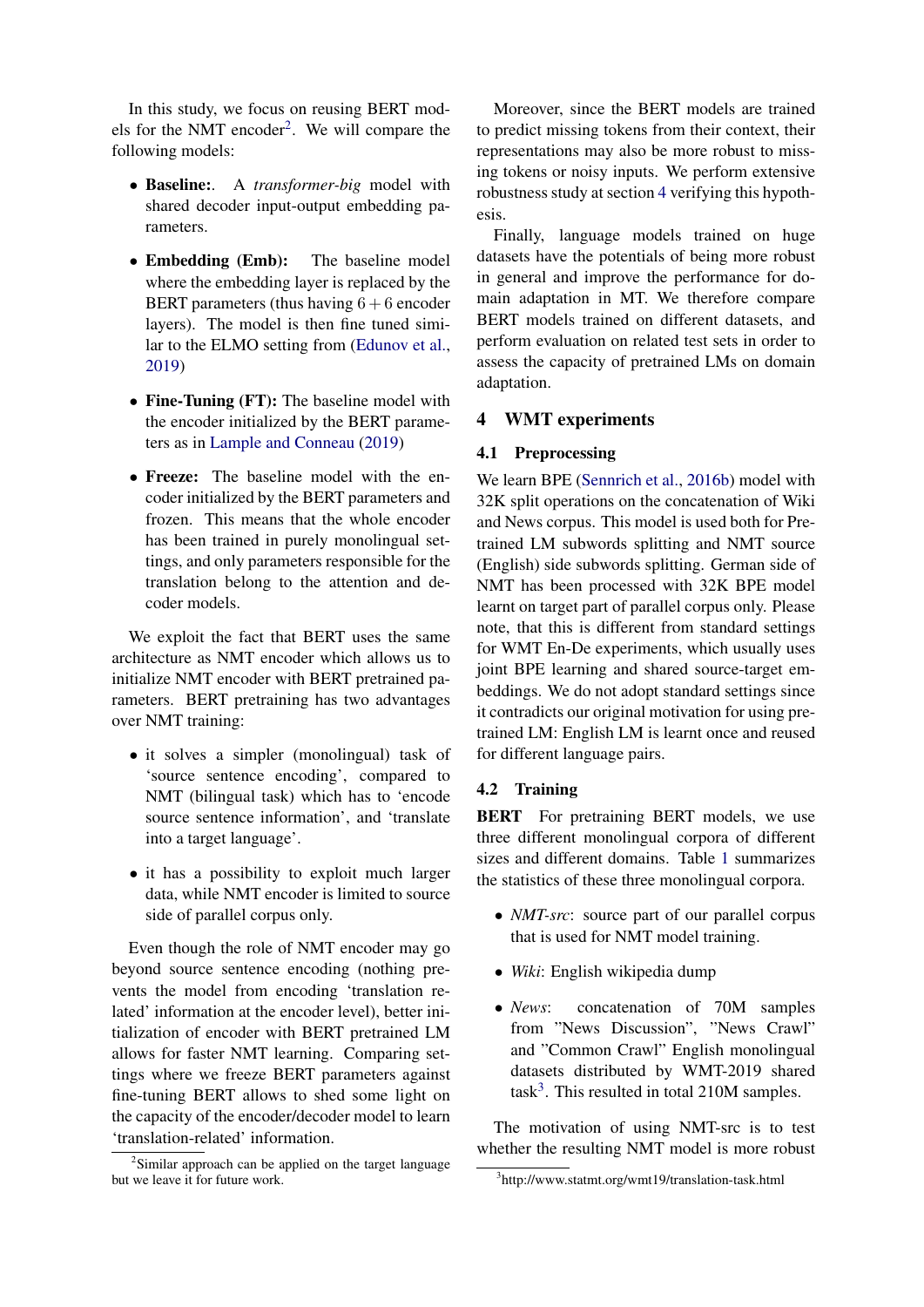In this study, we focus on reusing BERT models for the NMT encoder[2]. We will compare the following models:

- **Baseline:**. A *transformer-big* model with shared decoder input-output embedding parameters.
- **Embedding (Emb):** The baseline model where the embedding layer is replaced by the BERT parameters (thus having $6+6$ encoder layers). The model is then fine tuned similar to the ELMO setting from (Edunov et al., 2019)
- **Fine-Tuning (FT):** The baseline model with the encoder initialized by the BERT parameters as in Lample and Conneau (2019)
- **Freeze:** The baseline model with the encoder initialized by the BERT parameters and frozen. This means that the whole encoder has been trained in purely monolingual settings, and only parameters responsible for the translation belong to the attention and decoder models.

We exploit the fact that BERT uses the same architecture as NMT encoder which allows us to initialize NMT encoder with BERT pretrained parameters. BERT pretraining has two advantages over NMT training:

- it solves a simpler (monolingual) task of 'source sentence encoding', compared to NMT (bilingual task) which has to 'encode source sentence information', and 'translate into a target language'.
- it has a possibility to exploit much larger data, while NMT encoder is limited to source side of parallel corpus only.

Even though the role of NMT encoder may go beyond source sentence encoding (nothing prevents the model from encoding 'translation related' information at the encoder level), better initialization of encoder with BERT pretrained LM allows for faster NMT learning. Comparing settings where we freeze BERT parameters against fine-tuning BERT allows to shed some light on the capacity of the encoder/decoder model to learn 'translation-related' information.

Moreover, since the BERT models are trained to predict missing tokens from their context, their representations may also be more robust to missing tokens or noisy inputs. We perform extensive robustness study at section 4 verifying this hypothesis.

Finally, language models trained on huge datasets have the potentials of being more robust in general and improve the performance for domain adaptation in MT. We therefore compare BERT models trained on different datasets, and perform evaluation on related test sets in order to assess the capacity of pretrained LMs on domain adaptation.

## 4 WMT experiments

### 4.1 Preprocessing

We learn BPE (Sennrich et al., 2016b) model with 32K split operations on the concatenation of Wiki and News corpus. This model is used both for Pretrained LM subwords splitting and NMT source (English) side subwords splitting. German side of NMT has been processed with 32K BPE model learnt on target part of parallel corpus only. Please note, that this is different from standard settings for WMT En-De experiments, which usually uses joint BPE learning and shared source-target embeddings. We do not adopt standard settings since it contradicts our original motivation for using pretrained LM: English LM is learnt once and reused for different language pairs.

### 4.2 Training

**BERT** For pretraining BERT models, we use three different monolingual corpora of different sizes and different domains. Table 1 summarizes the statistics of these three monolingual corpora.

- *NMT-src*: source part of our parallel corpus that is used for NMT model training.
- *Wiki*: English wikipedia dump
- *News*: concatenation of 70M samples from "News Discussion", "News Crawl" and "Common Crawl" English monolingual datasets distributed by WMT-2019 shared task[3]. This resulted in total 210M samples.

The motivation of using NMT-src is to test whether the resulting NMT model is more robust

[2] Similar approach can be applied on the target language but we leave it for future work.

[3] http://www.statmt.org/wmt19/translation-task.html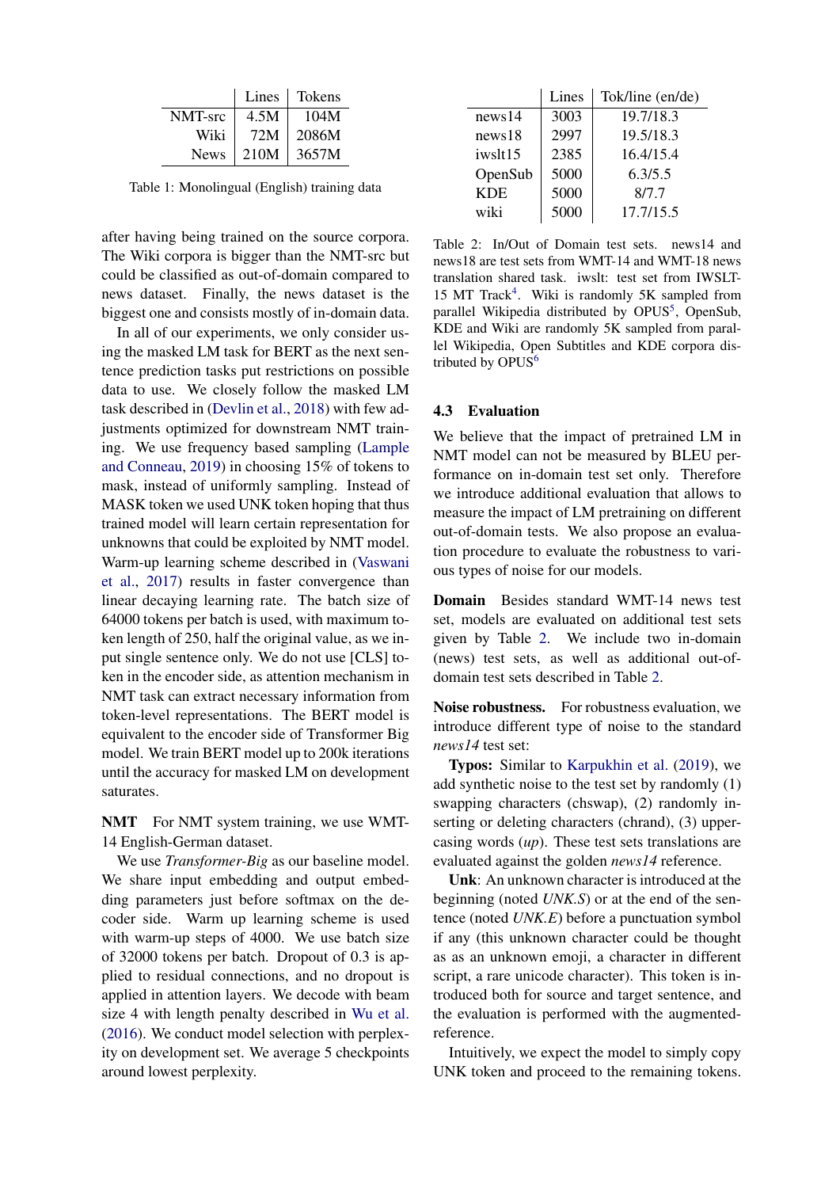|  | Lines | Tokens |
|---|---|---|
| NMT-src | 4.5M | 104M |
| Wiki | 72M | 2086M |
| News | 210M | 3657M |

Table 1: Monolingual (English) training data

after having being trained on the source corpora. The Wiki corpora is bigger than the NMT-src but could be classified as out-of-domain compared to news dataset. Finally, the news dataset is the biggest one and consists mostly of in-domain data.

In all of our experiments, we only consider using the masked LM task for BERT as the next sentence prediction tasks put restrictions on possible data to use. We closely follow the masked LM task described in (Devlin et al., 2018) with few adjustments optimized for downstream NMT training. We use frequency based sampling (Lample and Conneau, 2019) in choosing 15% of tokens to mask, instead of uniformly sampling. Instead of MASK token we used UNK token hoping that thus trained model will learn certain representation for unknowns that could be exploited by NMT model. Warm-up learning scheme described in (Vaswani et al., 2017) results in faster convergence than linear decaying learning rate. The batch size of 64000 tokens per batch is used, with maximum token length of 250, half the original value, as we input single sentence only. We do not use [CLS] token in the encoder side, as attention mechanism in NMT task can extract necessary information from token-level representations. The BERT model is equivalent to the encoder side of Transformer Big model. We train BERT model up to 200k iterations until the accuracy for masked LM on development saturates.

**NMT** For NMT system training, we use WMT-14 English-German dataset.

We use *Transformer-Big* as our baseline model. We share input embedding and output embedding parameters just before softmax on the decoder side. Warm up learning scheme is used with warm-up steps of 4000. We use batch size of 32000 tokens per batch. Dropout of 0.3 is applied to residual connections, and no dropout is applied in attention layers. We decode with beam size 4 with length penalty described in Wu et al. (2016). We conduct model selection with perplexity on development set. We average 5 checkpoints around lowest perplexity.

|  | Lines | Tok/line (en/de) |
|---|---|---|
| news14 | 3003 | 19.7/18.3 |
| news18 | 2997 | 19.5/18.3 |
| iwslt15 | 2385 | 16.4/15.4 |
| OpenSub | 5000 | 6.3/5.5 |
| KDE | 5000 | 8/7.7 |
| wiki | 5000 | 17.7/15.5 |

Table 2: In/Out of Domain test sets. news14 and news18 are test sets from WMT-14 and WMT-18 news translation shared task. iwslt: test set from IWSLT-15 MT Track[4]. Wiki is randomly 5K sampled from parallel Wikipedia distributed by OPUS[5], OpenSub, KDE and Wiki are randomly 5K sampled from parallel Wikipedia, Open Subtitles and KDE corpora distributed by OPUS[6]

### 4.3 Evaluation

We believe that the impact of pretrained LM in NMT model can not be measured by BLEU performance on in-domain test set only. Therefore we introduce additional evaluation that allows to measure the impact of LM pretraining on different out-of-domain tests. We also propose an evaluation procedure to evaluate the robustness to various types of noise for our models.

**Domain** Besides standard WMT-14 news test set, models are evaluated on additional test sets given by Table 2. We include two in-domain (news) test sets, as well as additional out-of-domain test sets described in Table 2.

**Noise robustness.** For robustness evaluation, we introduce different type of noise to the standard *news14* test set:

**Typos:** Similar to Karpukhin et al. (2019), we add synthetic noise to the test set by randomly (1) swapping characters (chswap), (2) randomly inserting or deleting characters (chrand), (3) uppercasing words (*up*). These test sets translations are evaluated against the golden *news14* reference.

**Unk**: An unknown character is introduced at the beginning (noted *UNK.S*) or at the end of the sentence (noted *UNK.E*) before a punctuation symbol if any (this unknown character could be thought as as an unknown emoji, a character in different script, a rare unicode character). This token is introduced both for source and target sentence, and the evaluation is performed with the augmented-reference.

Intuitively, we expect the model to simply copy UNK token and proceed to the remaining tokens.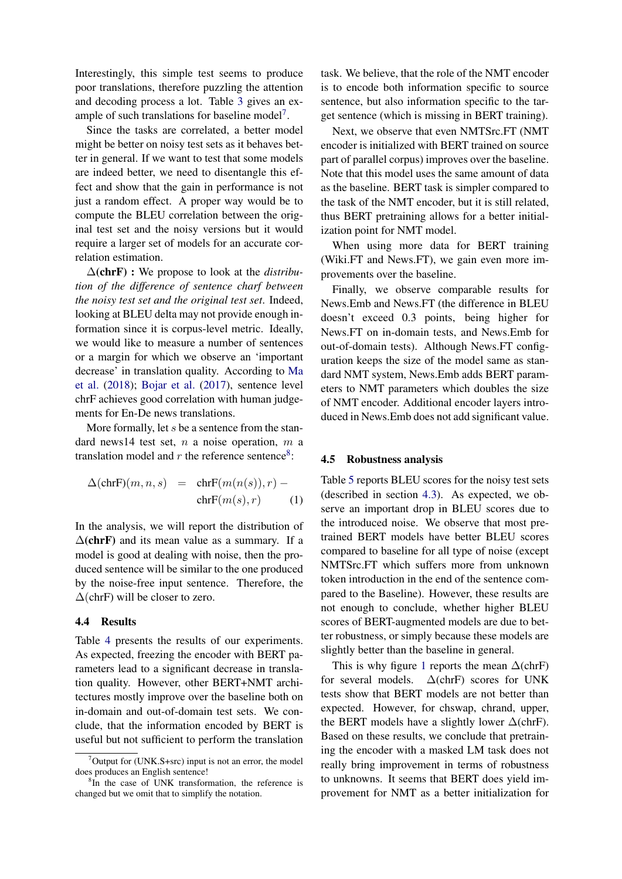Interestingly, this simple test seems to produce poor translations, therefore puzzling the attention and decoding process a lot. Table 3 gives an example of such translations for baseline model[7].

Since the tasks are correlated, a better model might be better on noisy test sets as it behaves better in general. If we want to test that some models are indeed better, we need to disentangle this effect and show that the gain in performance is not just a random effect. A proper way would be to compute the BLEU correlation between the original test set and the noisy versions but it would require a larger set of models for an accurate correlation estimation.

**$\Delta$(chrF) :** We propose to look at the *distribution of the difference of sentence charf between the noisy test set and the original test set*. Indeed, looking at BLEU delta may not provide enough information since it is corpus-level metric. Ideally, we would like to measure a number of sentences or a margin for which we observe an 'important decrease' in translation quality. According to Ma et al. (2018); Bojar et al. (2017), sentence level chrF achieves good correlation with human judgements for En-De news translations.

More formally, let $s$ be a sentence from the standard news14 test set, $n$ a noise operation, $m$ a translation model and $r$ the reference sentence[8]:

$$\Delta(\text{chrF})(m, n, s) = \text{chrF}(m(n(s)), r) - \text{chrF}(m(s), r) \quad (1)$$

In the analysis, we will report the distribution of **$\Delta$(chrF)** and its mean value as a summary. If a model is good at dealing with noise, then the produced sentence will be similar to the one produced by the noise-free input sentence. Therefore, the $\Delta$(chrF) will be closer to zero.

### 4.4 Results

Table 4 presents the results of our experiments. As expected, freezing the encoder with BERT parameters lead to a significant decrease in translation quality. However, other BERT+NMT architectures mostly improve over the baseline both on in-domain and out-of-domain test sets. We conclude, that the information encoded by BERT is useful but not sufficient to perform the translation task. We believe, that the role of the NMT encoder is to encode both information specific to source sentence, but also information specific to the target sentence (which is missing in BERT training).

Next, we observe that even NMTSrc.FT (NMT encoder is initialized with BERT trained on source part of parallel corpus) improves over the baseline. Note that this model uses the same amount of data as the baseline. BERT task is simpler compared to the task of the NMT encoder, but it is still related, thus BERT pretraining allows for a better initialization point for NMT model.

When using more data for BERT training (Wiki.FT and News.FT), we gain even more improvements over the baseline.

Finally, we observe comparable results for News.Emb and News.FT (the difference in BLEU doesn't exceed 0.3 points, being higher for News.FT on in-domain tests, and News.Emb for out-of-domain tests). Although News.FT configuration keeps the size of the model same as standard NMT system, News.Emb adds BERT parameters to NMT parameters which doubles the size of NMT encoder. Additional encoder layers introduced in News.Emb does not add significant value.

### 4.5 Robustness analysis

Table 5 reports BLEU scores for the noisy test sets (described in section 4.3). As expected, we observe an important drop in BLEU scores due to the introduced noise. We observe that most pretrained BERT models have better BLEU scores compared to baseline for all type of noise (except NMTSrc.FT which suffers more from unknown token introduction in the end of the sentence compared to the Baseline). However, these results are not enough to conclude, whether higher BLEU scores of BERT-augmented models are due to better robustness, or simply because these models are slightly better than the baseline in general.

This is why figure 1 reports the mean $\Delta$(chrF) for several models. $\Delta$(chrF) scores for UNK tests show that BERT models are not better than expected. However, for chswap, chrand, upper, the BERT models have a slightly lower $\Delta$(chrF). Based on these results, we conclude that pretraining the encoder with a masked LM task does not really bring improvement in terms of robustness to unknowns. It seems that BERT does yield improvement for NMT as a better initialization for

[7] Output for (UNK.S+src) input is not an error, the model does produces an English sentence!

[8] In the case of UNK transformation, the reference is changed but we omit that to simplify the notation.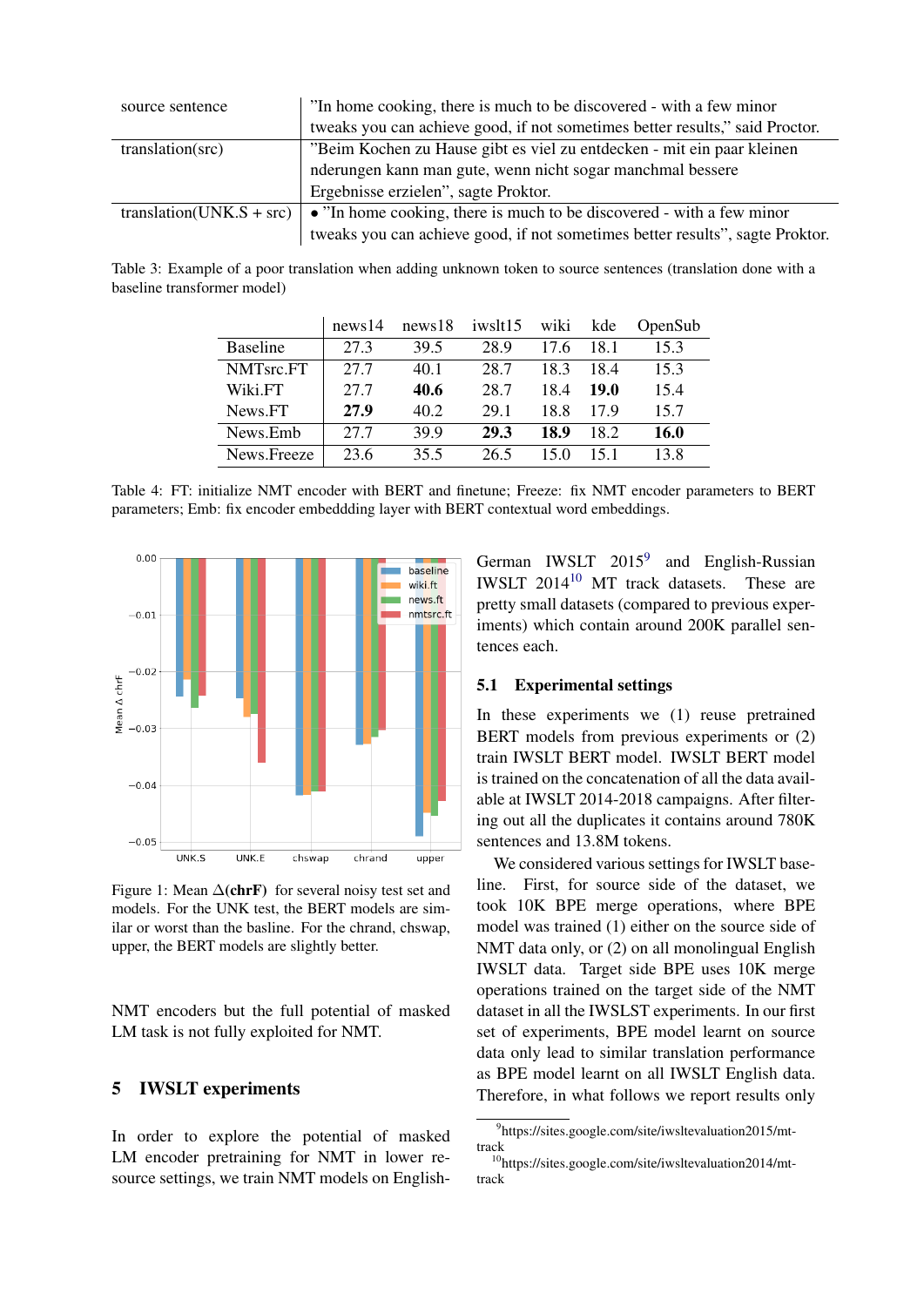| source sentence | "In home cooking, there is much to be discovered - with a few minor tweaks you can achieve good, if not sometimes better results," said Proctor. |
|---|---|
| translation(src) | "Beim Kochen zu Hause gibt es viel zu entdecken - mit ein paar kleinen nderungen kann man gute, wenn nicht sogar manchmal bessere Ergebnisse erzielen", sagte Proktor. |
| translation(UNK.S + src) | • "In home cooking, there is much to be discovered - with a few minor tweaks you can achieve good, if not sometimes better results", sagte Proktor. |

Table 3: Example of a poor translation when adding unknown token to source sentences (translation done with a baseline transformer model)

| | news14 | news18 | iwslt15 | wiki | kde | OpenSub |
|---|---|---|---|---|---|---|
| Baseline | 27.3 | 39.5 | 28.9 | 17.6 | 18.1 | 15.3 |
| NMTsrc.FT | 27.7 | 40.1 | 28.7 | 18.3 | 18.4 | 15.3 |
| Wiki.FT | 27.7 | **40.6** | 28.7 | 18.4 | **19.0** | 15.4 |
| News.FT | **27.9** | 40.2 | 29.1 | 18.8 | 17.9 | 15.7 |
| News.Emb | 27.7 | 39.9 | **29.3** | **18.9** | 18.2 | **16.0** |
| News.Freeze | 23.6 | 35.5 | 26.5 | 15.0 | 15.1 | 13.8 |

Table 4: FT: initialize NMT encoder with BERT and finetune; Freeze: fix NMT encoder parameters to BERT parameters; Emb: fix encoder embeddding layer with BERT contextual word embeddings.

Figure 1: Mean $\Delta$(**chrF**) for several noisy test set and models. For the UNK test, the BERT models are similar or worst than the basline. For the chrand, chswap, upper, the BERT models are slightly better.

NMT encoders but the full potential of masked LM task is not fully exploited for NMT.

## 5 IWSLT experiments

In order to explore the potential of masked LM encoder pretraining for NMT in lower resource settings, we train NMT models on English-German IWSLT 2015[9] and English-Russian IWSLT 2014[10] MT track datasets. These are pretty small datasets (compared to previous experiments) which contain around 200K parallel sentences each.

### 5.1 Experimental settings

In these experiments we (1) reuse pretrained BERT models from previous experiments or (2) train IWSLT BERT model. IWSLT BERT model is trained on the concatenation of all the data available at IWSLT 2014-2018 campaigns. After filtering out all the duplicates it contains around 780K sentences and 13.8M tokens.

We considered various settings for IWSLT baseline. First, for source side of the dataset, we took 10K BPE merge operations, where BPE model was trained (1) either on the source side of NMT data only, or (2) on all monolingual English IWSLT data. Target side BPE uses 10K merge operations trained on the target side of the NMT dataset in all the IWSLST experiments. In our first set of experiments, BPE model learnt on source data only lead to similar translation performance as BPE model learnt on all IWSLT English data. Therefore, in what follows we report results only

[9]https://sites.google.com/site/iwsltevaluation2015/mt-track

[10]https://sites.google.com/site/iwsltevaluation2014/mt-track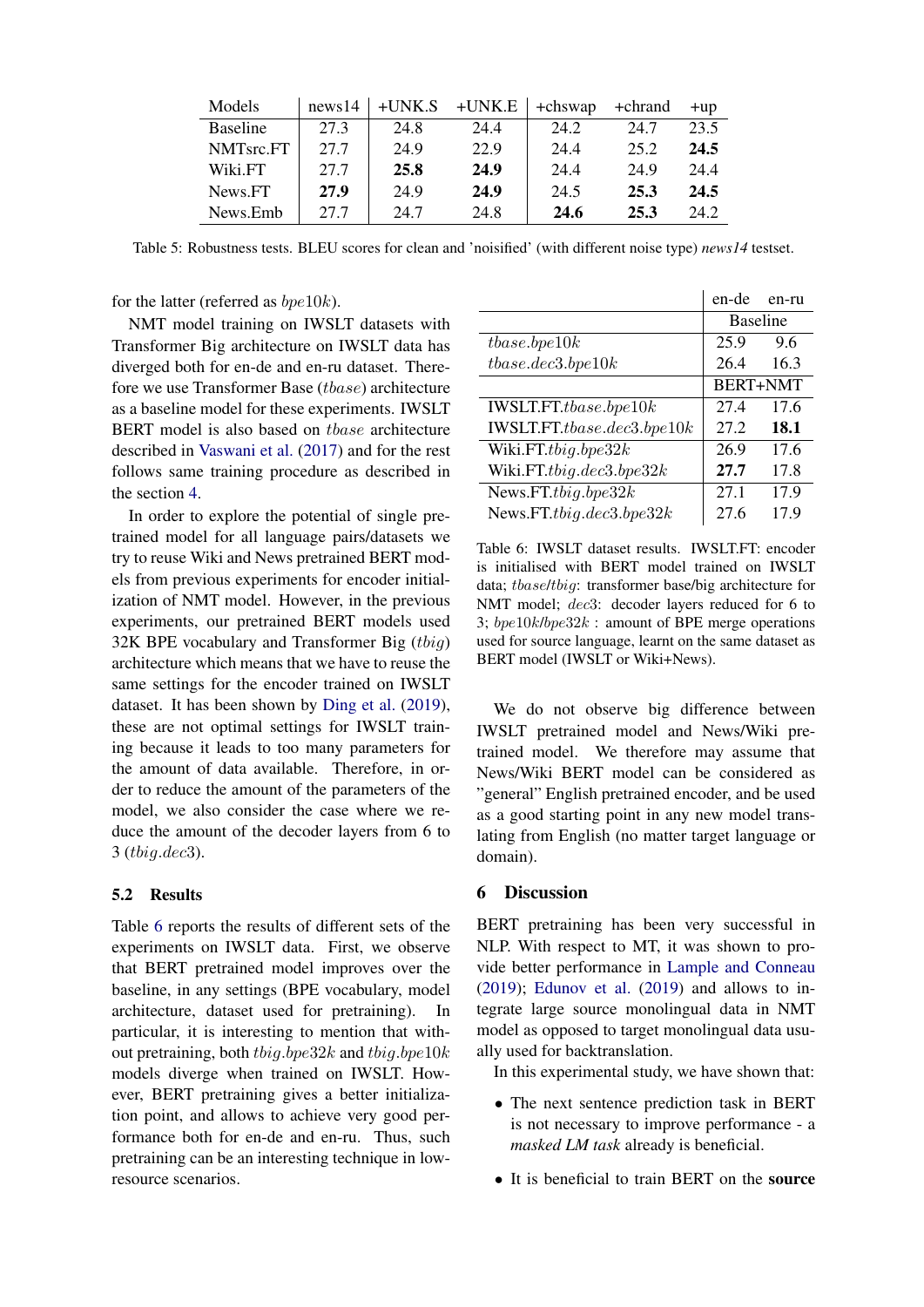| Models | news14 | +UNK.S | +UNK.E | +chswap | +chrand | +up |
|---|---|---|---|---|---|---|
| Baseline | 27.3 | 24.8 | 24.4 | 24.2 | 24.7 | 23.5 |
| NMTsrc.FT | 27.7 | 24.9 | 22.9 | 24.4 | 25.2 | **24.5** |
| Wiki.FT | 27.7 | **25.8** | **24.9** | 24.4 | 24.9 | 24.4 |
| News.FT | **27.9** | 24.9 | **24.9** | 24.5 | **25.3** | **24.5** |
| News.Emb | 27.7 | 24.7 | 24.8 | **24.6** | **25.3** | 24.2 |

Table 5: Robustness tests. BLEU scores for clean and 'noisified' (with different noise type) *news14* testset.

for the latter (referred as $bpe10k$).

NMT model training on IWSLT datasets with Transformer Big architecture on IWSLT data has diverged both for en-de and en-ru dataset. Therefore we use Transformer Base ($tbase$) architecture as a baseline model for these experiments. IWSLT BERT model is also based on $tbase$ architecture described in Vaswani et al. (2017) and for the rest follows same training procedure as described in the section 4.

In order to explore the potential of single pretrained model for all language pairs/datasets we try to reuse Wiki and News pretrained BERT models from previous experiments for encoder initialization of NMT model. However, in the previous experiments, our pretrained BERT models used 32K BPE vocabulary and Transformer Big ($tbig$) architecture which means that we have to reuse the same settings for the encoder trained on IWSLT dataset. It has been shown by Ding et al. (2019), these are not optimal settings for IWSLT training because it leads to too many parameters for the amount of data available. Therefore, in order to reduce the amount of the parameters of the model, we also consider the case where we reduce the amount of the decoder layers from 6 to 3 ($tbig.dec3$).

### 5.2 Results

Table 6 reports the results of different sets of the experiments on IWSLT data. First, we observe that BERT pretrained model improves over the baseline, in any settings (BPE vocabulary, model architecture, dataset used for pretraining). In particular, it is interesting to mention that without pretraining, both $tbig.bpe32k$ and $tbig.bpe10k$ models diverge when trained on IWSLT. However, BERT pretraining gives a better initialization point, and allows to achieve very good performance both for en-de and en-ru. Thus, such pretraining can be an interesting technique in low-resource scenarios.

| | en-de | en-ru |
|---|---|---|
| | Baseline | |
| $tbase.bpe10k$ | 25.9 | 9.6 |
| $tbase.dec3.bpe10k$ | 26.4 | 16.3 |
| | BERT+NMT | |
| IWSLT.FT.$tbase.bpe10k$ | 27.4 | 17.6 |
| IWSLT.FT.$tbase.dec3.bpe10k$ | 27.2 | **18.1** |
| Wiki.FT.$tbig.bpe32k$ | 26.9 | 17.6 |
| Wiki.FT.$tbig.dec3.bpe32k$ | **27.7** | 17.8 |
| News.FT.$tbig.bpe32k$ | 27.1 | 17.9 |
| News.FT.$tbig.dec3.bpe32k$ | 27.6 | 17.9 |

Table 6: IWSLT dataset results. IWSLT.FT: encoder is initialised with BERT model trained on IWSLT data; $tbase$/$tbig$: transformer base/big architecture for NMT model; $dec3$: decoder layers reduced for 6 to 3; $bpe10k$/$bpe32k$ : amount of BPE merge operations used for source language, learnt on the same dataset as BERT model (IWSLT or Wiki+News).

We do not observe big difference between IWSLT pretrained model and News/Wiki pretrained model. We therefore may assume that News/Wiki BERT model can be considered as "general" English pretrained encoder, and be used as a good starting point in any new model translating from English (no matter target language or domain).

## 6 Discussion

BERT pretraining has been very successful in NLP. With respect to MT, it was shown to provide better performance in Lample and Conneau (2019); Edunov et al. (2019) and allows to integrate large source monolingual data in NMT model as opposed to target monolingual data usually used for backtranslation.

In this experimental study, we have shown that:

- The next sentence prediction task in BERT is not necessary to improve performance - a *masked LM task* already is beneficial.
- It is beneficial to train BERT on the **source**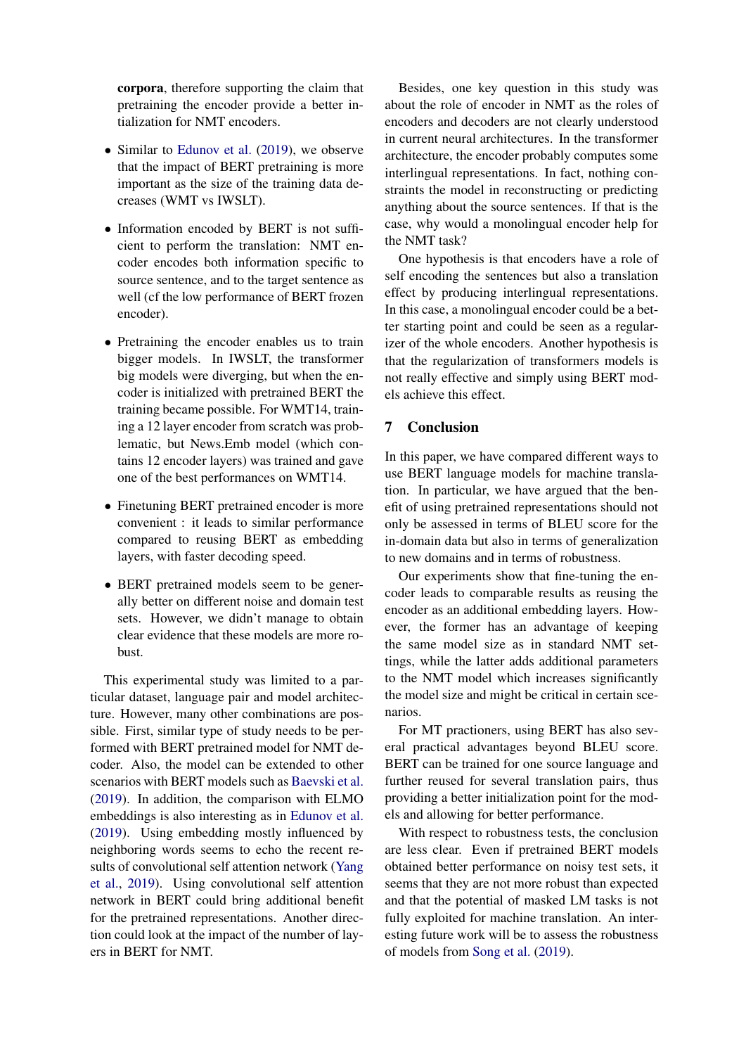**corpora**, therefore supporting the claim that pretraining the encoder provide a better initialization for NMT encoders.

- Similar to Edunov et al. (2019), we observe that the impact of BERT pretraining is more important as the size of the training data decreases (WMT vs IWSLT).

- Information encoded by BERT is not sufficient to perform the translation: NMT encoder encodes both information specific to source sentence, and to the target sentence as well (cf the low performance of BERT frozen encoder).

- Pretraining the encoder enables us to train bigger models. In IWSLT, the transformer big models were diverging, but when the encoder is initialized with pretrained BERT the training became possible. For WMT14, training a 12 layer encoder from scratch was problematic, but News.Emb model (which contains 12 encoder layers) was trained and gave one of the best performances on WMT14.

- Finetuning BERT pretrained encoder is more convenient : it leads to similar performance compared to reusing BERT as embedding layers, with faster decoding speed.

- BERT pretrained models seem to be generally better on different noise and domain test sets. However, we didn't manage to obtain clear evidence that these models are more robust.

This experimental study was limited to a particular dataset, language pair and model architecture. However, many other combinations are possible. First, similar type of study needs to be performed with BERT pretrained model for NMT decoder. Also, the model can be extended to other scenarios with BERT models such as Baevski et al. (2019). In addition, the comparison with ELMO embeddings is also interesting as in Edunov et al. (2019). Using embedding mostly influenced by neighboring words seems to echo the recent results of convolutional self attention network (Yang et al., 2019). Using convolutional self attention network in BERT could bring additional benefit for the pretrained representations. Another direction could look at the impact of the number of layers in BERT for NMT.

Besides, one key question in this study was about the role of encoder in NMT as the roles of encoders and decoders are not clearly understood in current neural architectures. In the transformer architecture, the encoder probably computes some interlingual representations. In fact, nothing constraints the model in reconstructing or predicting anything about the source sentences. If that is the case, why would a monolingual encoder help for the NMT task?

One hypothesis is that encoders have a role of self encoding the sentences but also a translation effect by producing interlingual representations. In this case, a monolingual encoder could be a better starting point and could be seen as a regularizer of the whole encoders. Another hypothesis is that the regularization of transformers models is not really effective and simply using BERT models achieve this effect.

## 7 Conclusion

In this paper, we have compared different ways to use BERT language models for machine translation. In particular, we have argued that the benefit of using pretrained representations should not only be assessed in terms of BLEU score for the in-domain data but also in terms of generalization to new domains and in terms of robustness.

Our experiments show that fine-tuning the encoder leads to comparable results as reusing the encoder as an additional embedding layers. However, the former has an advantage of keeping the same model size as in standard NMT settings, while the latter adds additional parameters to the NMT model which increases significantly the model size and might be critical in certain scenarios.

For MT practioners, using BERT has also several practical advantages beyond BLEU score. BERT can be trained for one source language and further reused for several translation pairs, thus providing a better initialization point for the models and allowing for better performance.

With respect to robustness tests, the conclusion are less clear. Even if pretrained BERT models obtained better performance on noisy test sets, it seems that they are not more robust than expected and that the potential of masked LM tasks is not fully exploited for machine translation. An interesting future work will be to assess the robustness of models from Song et al. (2019).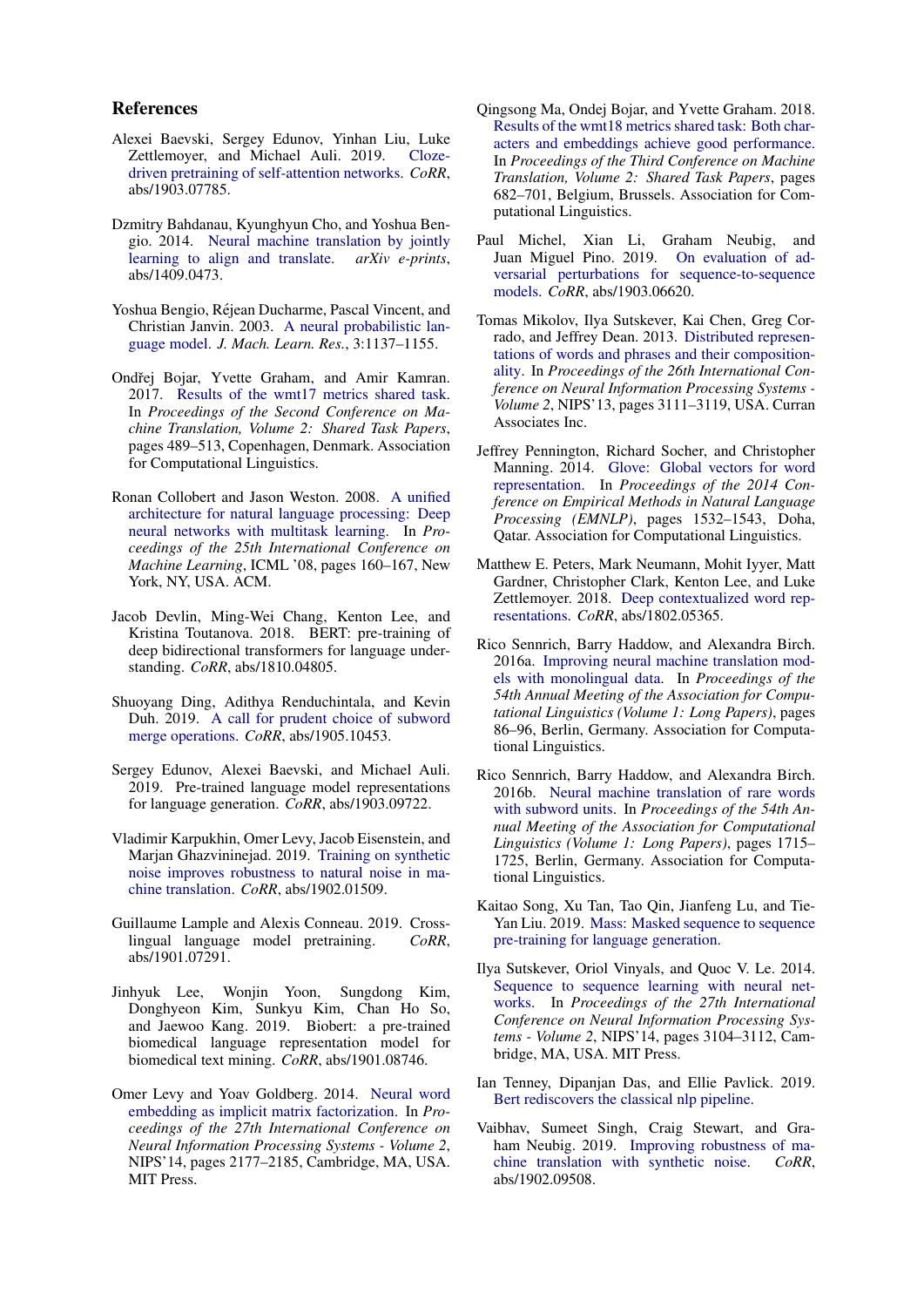## References

Alexei Baevski, Sergey Edunov, Yinhan Liu, Luke Zettlemoyer, and Michael Auli. 2019. Cloze-driven pretraining of self-attention networks. *CoRR*, abs/1903.07785.

Dzmitry Bahdanau, Kyunghyun Cho, and Yoshua Bengio. 2014. Neural machine translation by jointly learning to align and translate. *arXiv e-prints*, abs/1409.0473.

Yoshua Bengio, Réjean Ducharme, Pascal Vincent, and Christian Janvin. 2003. A neural probabilistic language model. *J. Mach. Learn. Res.*, 3:1137–1155.

Ondřej Bojar, Yvette Graham, and Amir Kamran. 2017. Results of the wmt17 metrics shared task. In *Proceedings of the Second Conference on Machine Translation, Volume 2: Shared Task Papers*, pages 489–513, Copenhagen, Denmark. Association for Computational Linguistics.

Ronan Collobert and Jason Weston. 2008. A unified architecture for natural language processing: Deep neural networks with multitask learning. In *Proceedings of the 25th International Conference on Machine Learning*, ICML '08, pages 160–167, New York, NY, USA. ACM.

Jacob Devlin, Ming-Wei Chang, Kenton Lee, and Kristina Toutanova. 2018. BERT: pre-training of deep bidirectional transformers for language understanding. *CoRR*, abs/1810.04805.

Shuoyang Ding, Adithya Renduchintala, and Kevin Duh. 2019. A call for prudent choice of subword merge operations. *CoRR*, abs/1905.10453.

Sergey Edunov, Alexei Baevski, and Michael Auli. 2019. Pre-trained language model representations for language generation. *CoRR*, abs/1903.09722.

Vladimir Karpukhin, Omer Levy, Jacob Eisenstein, and Marjan Ghazvininejad. 2019. Training on synthetic noise improves robustness to natural noise in machine translation. *CoRR*, abs/1902.01509.

Guillaume Lample and Alexis Conneau. 2019. Cross-lingual language model pretraining. *CoRR*, abs/1901.07291.

Jinhyuk Lee, Wonjin Yoon, Sungdong Kim, Donghyeon Kim, Sunkyu Kim, Chan Ho So, and Jaewoo Kang. 2019. Biobert: a pre-trained biomedical language representation model for biomedical text mining. *CoRR*, abs/1901.08746.

Omer Levy and Yoav Goldberg. 2014. Neural word embedding as implicit matrix factorization. In *Proceedings of the 27th International Conference on Neural Information Processing Systems - Volume 2*, NIPS'14, pages 2177–2185, Cambridge, MA, USA. MIT Press.

Qingsong Ma, Ondej Bojar, and Yvette Graham. 2018. Results of the wmt18 metrics shared task: Both characters and embeddings achieve good performance. In *Proceedings of the Third Conference on Machine Translation, Volume 2: Shared Task Papers*, pages 682–701, Belgium, Brussels. Association for Computational Linguistics.

Paul Michel, Xian Li, Graham Neubig, and Juan Miguel Pino. 2019. On evaluation of adversarial perturbations for sequence-to-sequence models. *CoRR*, abs/1903.06620.

Tomas Mikolov, Ilya Sutskever, Kai Chen, Greg Corrado, and Jeffrey Dean. 2013. Distributed representations of words and phrases and their compositionality. In *Proceedings of the 26th International Conference on Neural Information Processing Systems - Volume 2*, NIPS'13, pages 3111–3119, USA. Curran Associates Inc.

Jeffrey Pennington, Richard Socher, and Christopher Manning. 2014. Glove: Global vectors for word representation. In *Proceedings of the 2014 Conference on Empirical Methods in Natural Language Processing (EMNLP)*, pages 1532–1543, Doha, Qatar. Association for Computational Linguistics.

Matthew E. Peters, Mark Neumann, Mohit Iyyer, Matt Gardner, Christopher Clark, Kenton Lee, and Luke Zettlemoyer. 2018. Deep contextualized word representations. *CoRR*, abs/1802.05365.

Rico Sennrich, Barry Haddow, and Alexandra Birch. 2016a. Improving neural machine translation models with monolingual data. In *Proceedings of the 54th Annual Meeting of the Association for Computational Linguistics (Volume 1: Long Papers)*, pages 86–96, Berlin, Germany. Association for Computational Linguistics.

Rico Sennrich, Barry Haddow, and Alexandra Birch. 2016b. Neural machine translation of rare words with subword units. In *Proceedings of the 54th Annual Meeting of the Association for Computational Linguistics (Volume 1: Long Papers)*, pages 1715–1725, Berlin, Germany. Association for Computational Linguistics.

Kaitao Song, Xu Tan, Tao Qin, Jianfeng Lu, and Tie-Yan Liu. 2019. Mass: Masked sequence to sequence pre-training for language generation.

Ilya Sutskever, Oriol Vinyals, and Quoc V. Le. 2014. Sequence to sequence learning with neural networks. In *Proceedings of the 27th International Conference on Neural Information Processing Systems - Volume 2*, NIPS'14, pages 3104–3112, Cambridge, MA, USA. MIT Press.

Ian Tenney, Dipanjan Das, and Ellie Pavlick. 2019. Bert rediscovers the classical nlp pipeline.

Vaibhav, Sumeet Singh, Craig Stewart, and Graham Neubig. 2019. Improving robustness of machine translation with synthetic noise. *CoRR*, abs/1902.09508.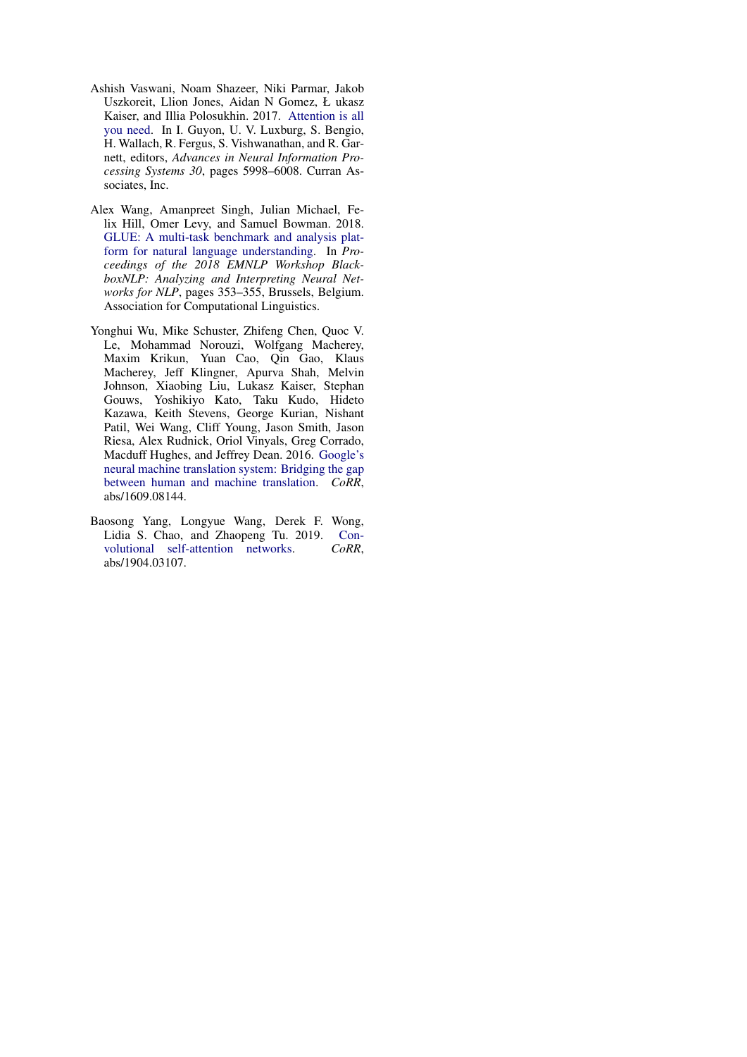Ashish Vaswani, Noam Shazeer, Niki Parmar, Jakob Uszkoreit, Llion Jones, Aidan N Gomez, Ł ukasz Kaiser, and Illia Polosukhin. 2017. Attention is all you need. In I. Guyon, U. V. Luxburg, S. Bengio, H. Wallach, R. Fergus, S. Vishwanathan, and R. Garnett, editors, *Advances in Neural Information Processing Systems 30*, pages 5998–6008. Curran Associates, Inc.

Alex Wang, Amanpreet Singh, Julian Michael, Felix Hill, Omer Levy, and Samuel Bowman. 2018. GLUE: A multi-task benchmark and analysis platform for natural language understanding. In *Proceedings of the 2018 EMNLP Workshop BlackboxNLP: Analyzing and Interpreting Neural Networks for NLP*, pages 353–355, Brussels, Belgium. Association for Computational Linguistics.

Yonghui Wu, Mike Schuster, Zhifeng Chen, Quoc V. Le, Mohammad Norouzi, Wolfgang Macherey, Maxim Krikun, Yuan Cao, Qin Gao, Klaus Macherey, Jeff Klingner, Apurva Shah, Melvin Johnson, Xiaobing Liu, Lukasz Kaiser, Stephan Gouws, Yoshikiyo Kato, Taku Kudo, Hideto Kazawa, Keith Stevens, George Kurian, Nishant Patil, Wei Wang, Cliff Young, Jason Smith, Jason Riesa, Alex Rudnick, Oriol Vinyals, Greg Corrado, Macduff Hughes, and Jeffrey Dean. 2016. Google's neural machine translation system: Bridging the gap between human and machine translation. *CoRR*, abs/1609.08144.

Baosong Yang, Longyue Wang, Derek F. Wong, Lidia S. Chao, and Zhaopeng Tu. 2019. Convolutional self-attention networks. *CoRR*, abs/1904.03107.